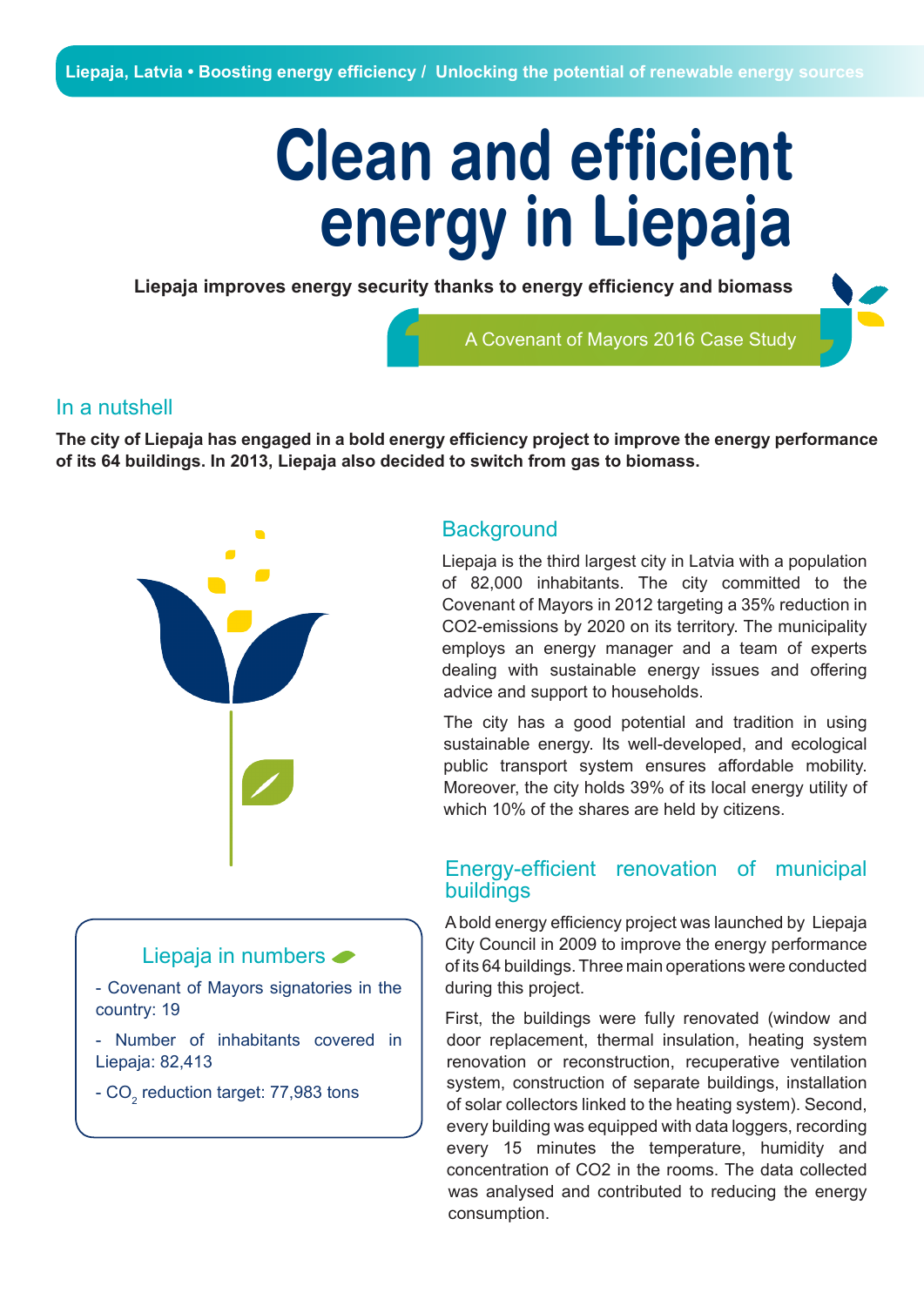Liepaja, Latvia • Boosting energy efficiency / Unlocking the potential of renewable energy sources

# Clean and efficient energy in Liepaja

**Liepaja improves energy security thanks to energy efficiency and biomass**

A Covenant of Mayors 2016 Case Study

## In a nutshell

**The city of Liepaja has engaged in a bold energy efficiency project to improve the energy performance of its 64 buildings. In 2013, Liepaja also decided to switch from gas to biomass.**

## Background

Liepaja is the third largest city in Latvia with a population of 82,000 inhabitants. The city committed to the Covenant of Mayors in 2012 targeting a 35% reduction in CO2-emissions by 2020 on its territory. The municipality employs an energy manager and a team of experts dealing with sustainable energy issues and offering advice and support to households.

The city has a good potential and tradition in using sustainable energy. Its well-developed, and ecological public transport system ensures affordable mobility. Moreover, the city holds 39% of its local energy utility of which 10% of the shares are held by citizens.

### Liepaja in numbers

- Covenant of Mayors signatories in the country: 19
- Number of inhabitants covered in Liepaja: 82,413
- $CO_2$ reduction target: 77,983 tons

## Energy-efficient renovation of municipal buildings

A bold energy efficiency project was launched by Liepaja City Council in 2009 to improve the energy performance of its 64 buildings. Three main operations were conducted during this project.

First, the buildings were fully renovated (window and door replacement, thermal insulation, heating system renovation or reconstruction, recuperative ventilation system, construction of separate buildings, installation of solar collectors linked to the heating system). Second, every building was equipped with data loggers, recording every 15 minutes the temperature, humidity and concentration of CO2 in the rooms. The data collected was analysed and contributed to reducing the energy consumption.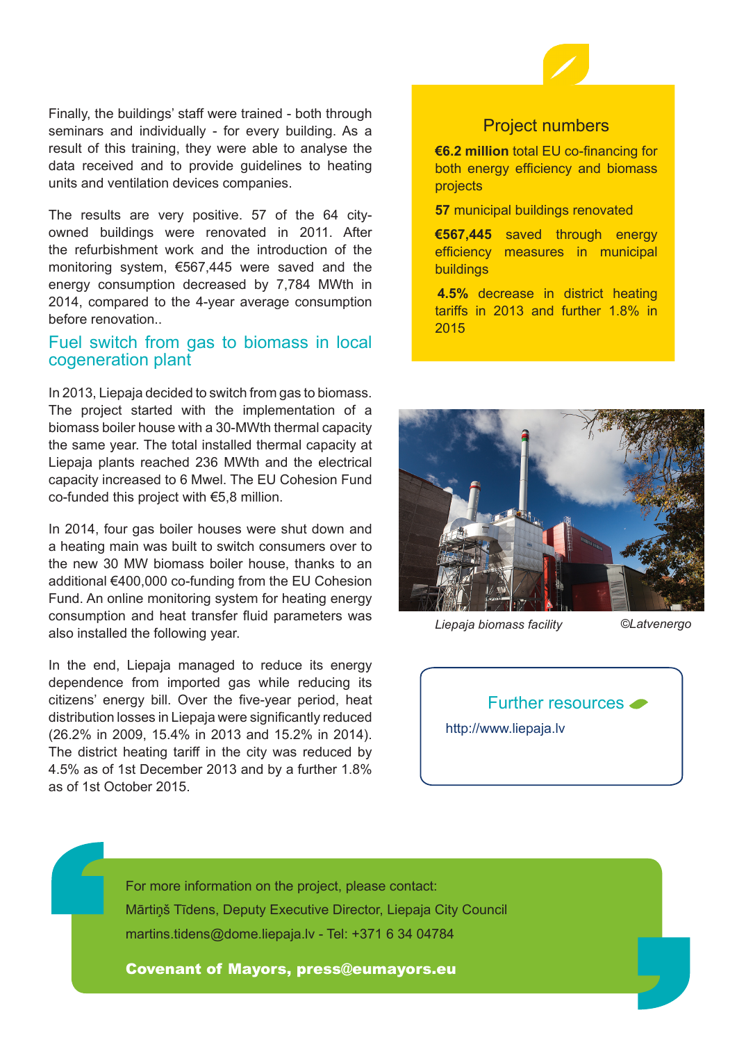Finally, the buildings' staff were trained - both through seminars and individually - for every building. As a result of this training, they were able to analyse the data received and to provide guidelines to heating units and ventilation devices companies.

The results are very positive. 57 of the 64 city-owned buildings were renovated in 2011. After the refurbishment work and the introduction of the monitoring system, €567,445 were saved and the energy consumption decreased by 7,784 MWth in 2014, compared to the 4-year average consumption before renovation..

## Fuel switch from gas to biomass in local cogeneration plant

In 2013, Liepaja decided to switch from gas to biomass. The project started with the implementation of a biomass boiler house with a 30-MWth thermal capacity the same year. The total installed thermal capacity at Liepaja plants reached 236 MWth and the electrical capacity increased to 6 Mwel. The EU Cohesion Fund co-funded this project with €5,8 million.

In 2014, four gas boiler houses were shut down and a heating main was built to switch consumers over to the new 30 MW biomass boiler house, thanks to an additional €400,000 co-funding from the EU Cohesion Fund. An online monitoring system for heating energy consumption and heat transfer fluid parameters was also installed the following year.

In the end, Liepaja managed to reduce its energy dependence from imported gas while reducing its citizens' energy bill. Over the five-year period, heat distribution losses in Liepaja were significantly reduced (26.2% in 2009, 15.4% in 2013 and 15.2% in 2014). The district heating tariff in the city was reduced by 4.5% as of 1st December 2013 and by a further 1.8% as of 1st October 2015.

## Project numbers

**€6.2 million** total EU co-financing for both energy efficiency and biomass projects

**57** municipal buildings renovated

**€567,445** saved through energy efficiency measures in municipal buildings

**4.5%** decrease in district heating tariffs in 2013 and further 1.8% in 2015

*Liepaja biomass facility* *©Latvenergo*

## Further resources

http://www.liepaja.lv

For more information on the project, please contact:

Mārtiņš Tīdens, Deputy Executive Director, Liepaja City Council

martins.tidens@dome.liepaja.lv - Tel: +371 6 34 04784

**Covenant of Mayors, press@eumayors.eu**